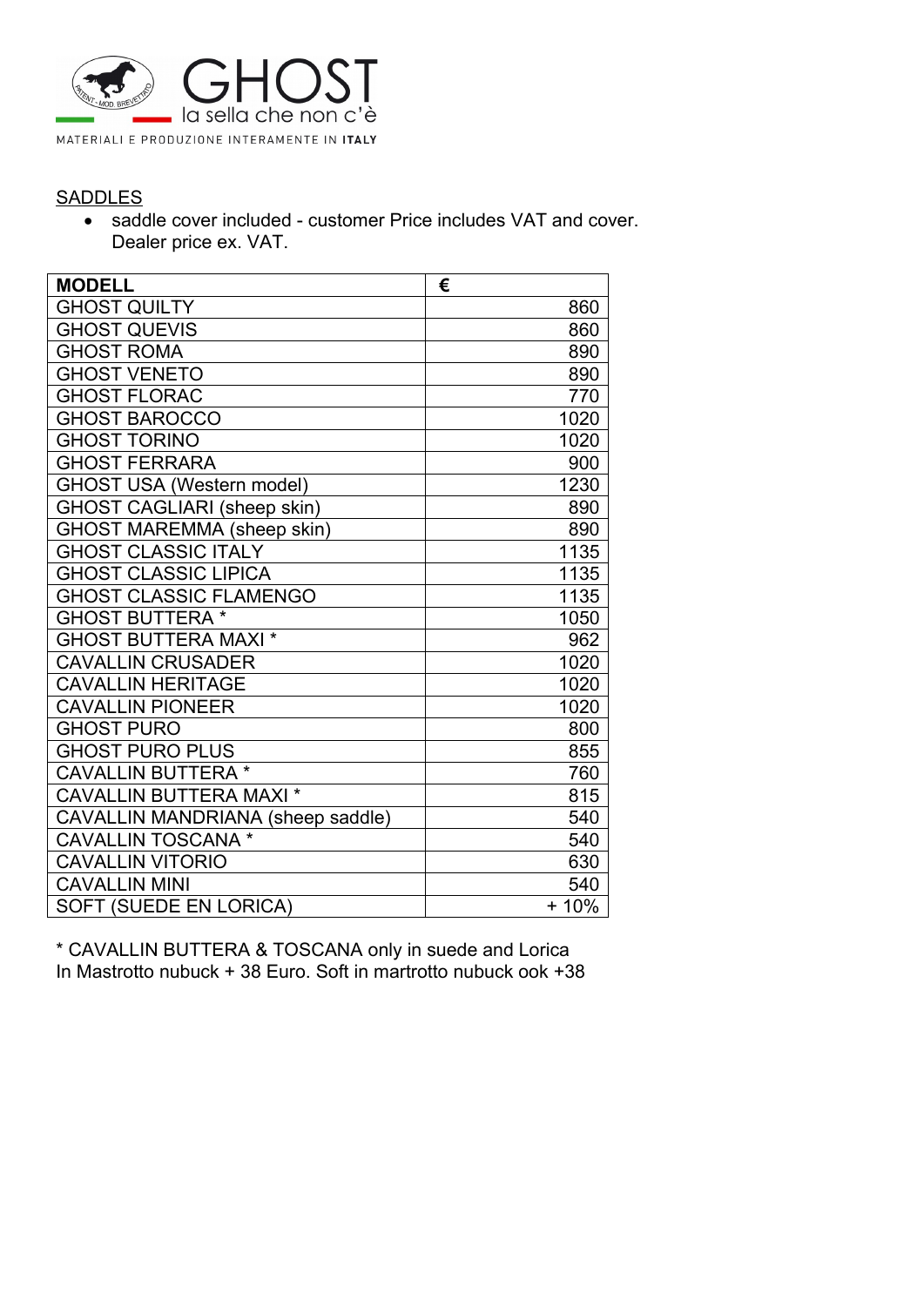GHOST

la sella che non c'è

MATERIALI E PRODUZIONE INTERAMENTE IN **ITALY**

SADDLES

- saddle cover included - customer Price includes VAT and cover.
  Dealer price ex. VAT.

| **MODELL** | **€** |
|---|---|
| GHOST QUILTY | 860 |
| GHOST QUEVIS | 860 |
| GHOST ROMA | 890 |
| GHOST VENETO | 890 |
| GHOST FLORAC | 770 |
| GHOST BAROCCO | 1020 |
| GHOST TORINO | 1020 |
| GHOST FERRARA | 900 |
| GHOST USA (Western model) | 1230 |
| GHOST CAGLIARI (sheep skin) | 890 |
| GHOST MAREMMA (sheep skin) | 890 |
| GHOST CLASSIC ITALY | 1135 |
| GHOST CLASSIC LIPICA | 1135 |
| GHOST CLASSIC FLAMENGO | 1135 |
| GHOST BUTTERA * | 1050 |
| GHOST BUTTERA MAXI * | 962 |
| CAVALLIN CRUSADER | 1020 |
| CAVALLIN HERITAGE | 1020 |
| CAVALLIN PIONEER | 1020 |
| GHOST PURO | 800 |
| GHOST PURO PLUS | 855 |
| CAVALLIN BUTTERA * | 760 |
| CAVALLIN BUTTERA MAXI * | 815 |
| CAVALLIN MANDRIANA (sheep saddle) | 540 |
| CAVALLIN TOSCANA * | 540 |
| CAVALLIN VITORIO | 630 |
| CAVALLIN MINI | 540 |
| SOFT (SUEDE EN LORICA) | + 10% |

* CAVALLIN BUTTERA & TOSCANA only in suede and Lorica
In Mastrotto nubuck + 38 Euro. Soft in martrotto nubuck ook +38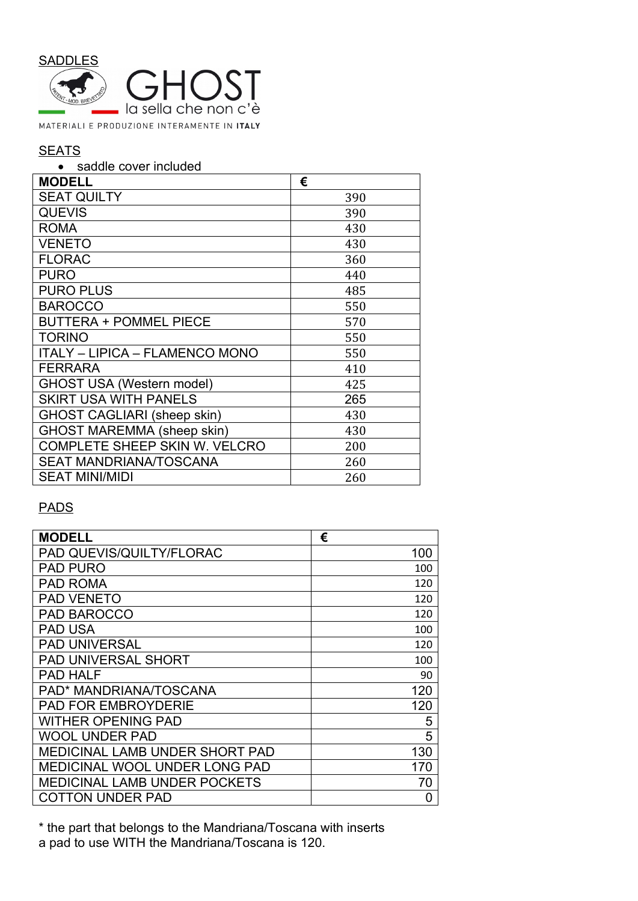SADDLES

GHOST
la sella che non c'è

MATERIALI E PRODUZIONE INTERAMENTE IN ITALY

SEATS

- saddle cover included

| MODELL | € |
|---|---|
| SEAT QUILTY | 390 |
| QUEVIS | 390 |
| ROMA | 430 |
| VENETO | 430 |
| FLORAC | 360 |
| PURO | 440 |
| PURO PLUS | 485 |
| BAROCCO | 550 |
| BUTTERA + POMMEL PIECE | 570 |
| TORINO | 550 |
| ITALY – LIPICA – FLAMENCO MONO | 550 |
| FERRARA | 410 |
| GHOST USA (Western model) | 425 |
| SKIRT USA WITH PANELS | 265 |
| GHOST CAGLIARI (sheep skin) | 430 |
| GHOST MAREMMA (sheep skin) | 430 |
| COMPLETE SHEEP SKIN W. VELCRO | 200 |
| SEAT MANDRIANA/TOSCANA | 260 |
| SEAT MINI/MIDI | 260 |

PADS

| MODELL | € |
|---|---|
| PAD QUEVIS/QUILTY/FLORAC | 100 |
| PAD PURO | 100 |
| PAD ROMA | 120 |
| PAD VENETO | 120 |
| PAD BAROCCO | 120 |
| PAD USA | 100 |
| PAD UNIVERSAL | 120 |
| PAD UNIVERSAL SHORT | 100 |
| PAD HALF | 90 |
| PAD* MANDRIANA/TOSCANA | 120 |
| PAD FOR EMBROYDERIE | 120 |
| WITHER OPENING PAD | 5 |
| WOOL UNDER PAD | 5 |
| MEDICINAL LAMB UNDER SHORT PAD | 130 |
| MEDICINAL WOOL UNDER LONG PAD | 170 |
| MEDICINAL LAMB UNDER POCKETS | 70 |
| COTTON UNDER PAD | 0 |

* the part that belongs to the Mandriana/Toscana with inserts
a pad to use WITH the Mandriana/Toscana is 120.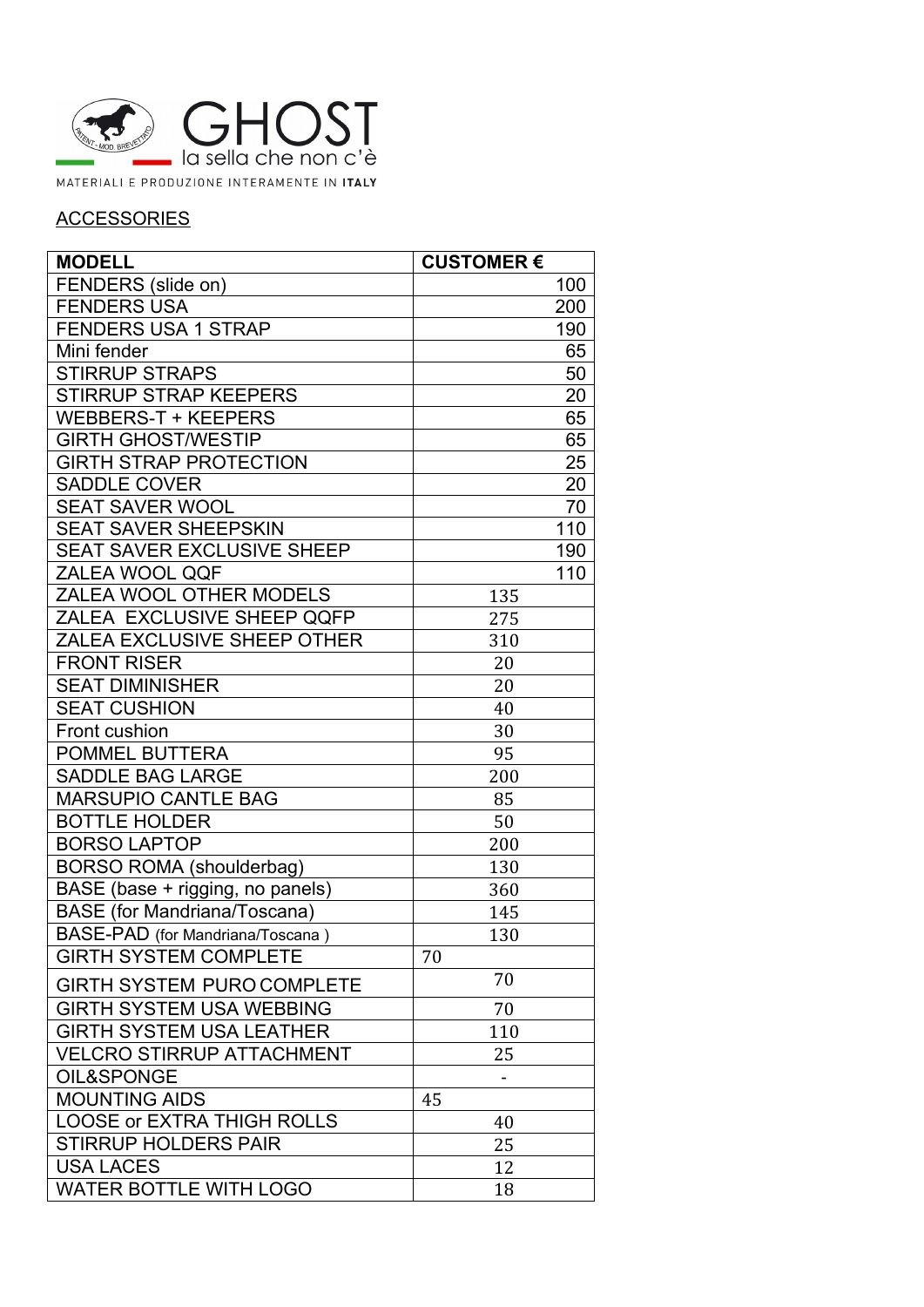GHOST

la sella che non c'è

MATERIALI E PRODUZIONE INTERAMENTE IN **ITALY**

## ACCESSORIES

| **MODELL** | **CUSTOMER €** |
|---|---|
| FENDERS (slide on) | 100 |
| FENDERS USA | 200 |
| FENDERS USA 1 STRAP | 190 |
| Mini fender | 65 |
| STIRRUP STRAPS | 50 |
| STIRRUP STRAP KEEPERS | 20 |
| WEBBERS-T + KEEPERS | 65 |
| GIRTH GHOST/WESTIP | 65 |
| GIRTH STRAP PROTECTION | 25 |
| SADDLE COVER | 20 |
| SEAT SAVER WOOL | 70 |
| SEAT SAVER SHEEPSKIN | 110 |
| SEAT SAVER EXCLUSIVE SHEEP | 190 |
| ZALEA WOOL QQF | 110 |
| ZALEA WOOL OTHER MODELS | 135 |
| ZALEA EXCLUSIVE SHEEP QQFP | 275 |
| ZALEA EXCLUSIVE SHEEP OTHER | 310 |
| FRONT RISER | 20 |
| SEAT DIMINISHER | 20 |
| SEAT CUSHION | 40 |
| Front cushion | 30 |
| POMMEL BUTTERA | 95 |
| SADDLE BAG LARGE | 200 |
| MARSUPIO CANTLE BAG | 85 |
| BOTTLE HOLDER | 50 |
| BORSO LAPTOP | 200 |
| BORSO ROMA (shoulderbag) | 130 |
| BASE (base + rigging, no panels) | 360 |
| BASE (for Mandriana/Toscana) | 145 |
| BASE-PAD (for Mandriana/Toscana ) | 130 |
| GIRTH SYSTEM COMPLETE | 70 |
| GIRTH SYSTEM PURO COMPLETE | 70 |
| GIRTH SYSTEM USA WEBBING | 70 |
| GIRTH SYSTEM USA LEATHER | 110 |
| VELCRO STIRRUP ATTACHMENT | 25 |
| OIL&SPONGE | - |
| MOUNTING AIDS | 45 |
| LOOSE or EXTRA THIGH ROLLS | 40 |
| STIRRUP HOLDERS PAIR | 25 |
| USA LACES | 12 |
| WATER BOTTLE WITH LOGO | 18 |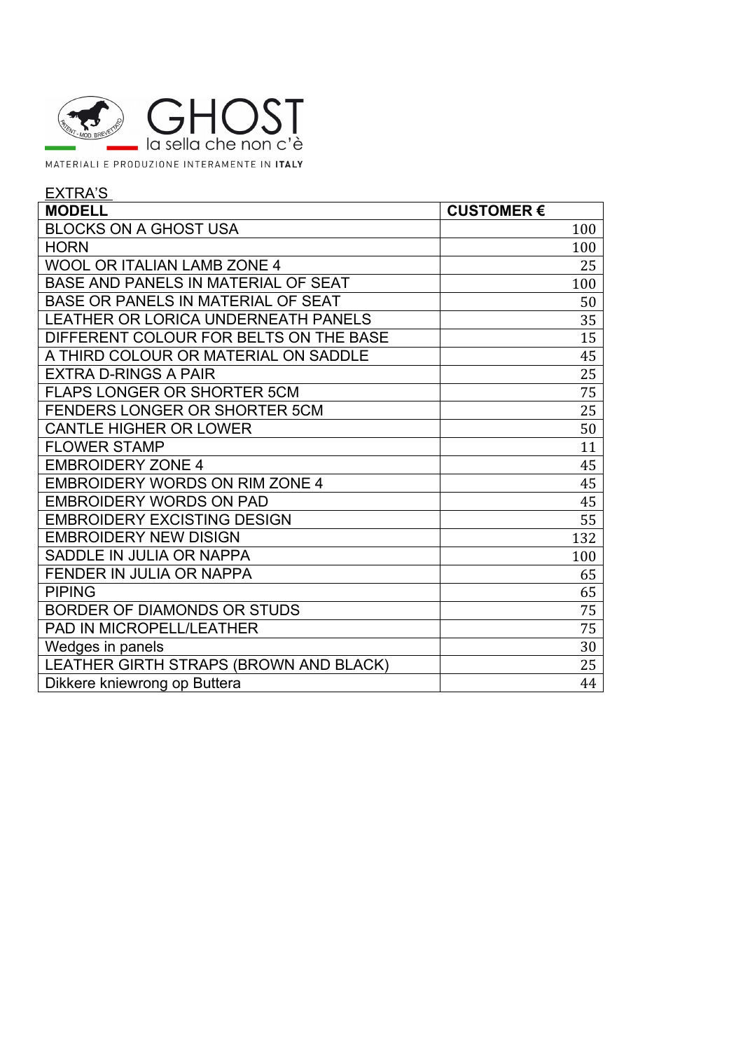GHOST
la sella che non c'è

MATERIALI E PRODUZIONE INTERAMENTE IN **ITALY**

EXTRA'S

| **MODELL** | **CUSTOMER €** |
|---|---|
| BLOCKS ON A GHOST USA | 100 |
| HORN | 100 |
| WOOL OR ITALIAN LAMB ZONE 4 | 25 |
| BASE AND PANELS IN MATERIAL OF SEAT | 100 |
| BASE OR PANELS IN MATERIAL OF SEAT | 50 |
| LEATHER OR LORICA UNDERNEATH PANELS | 35 |
| DIFFERENT COLOUR FOR BELTS ON THE BASE | 15 |
| A THIRD COLOUR OR MATERIAL ON SADDLE | 45 |
| EXTRA D-RINGS A PAIR | 25 |
| FLAPS LONGER OR SHORTER 5CM | 75 |
| FENDERS LONGER OR SHORTER 5CM | 25 |
| CANTLE HIGHER OR LOWER | 50 |
| FLOWER STAMP | 11 |
| EMBROIDERY ZONE 4 | 45 |
| EMBROIDERY WORDS ON RIM ZONE 4 | 45 |
| EMBROIDERY WORDS ON PAD | 45 |
| EMBROIDERY EXCISTING DESIGN | 55 |
| EMBROIDERY NEW DISIGN | 132 |
| SADDLE IN JULIA OR NAPPA | 100 |
| FENDER IN JULIA OR NAPPA | 65 |
| PIPING | 65 |
| BORDER OF DIAMONDS OR STUDS | 75 |
| PAD IN MICROPELL/LEATHER | 75 |
| Wedges in panels | 30 |
| LEATHER GIRTH STRAPS (BROWN AND BLACK) | 25 |
| Dikkere kniewrong op Buttera | 44 |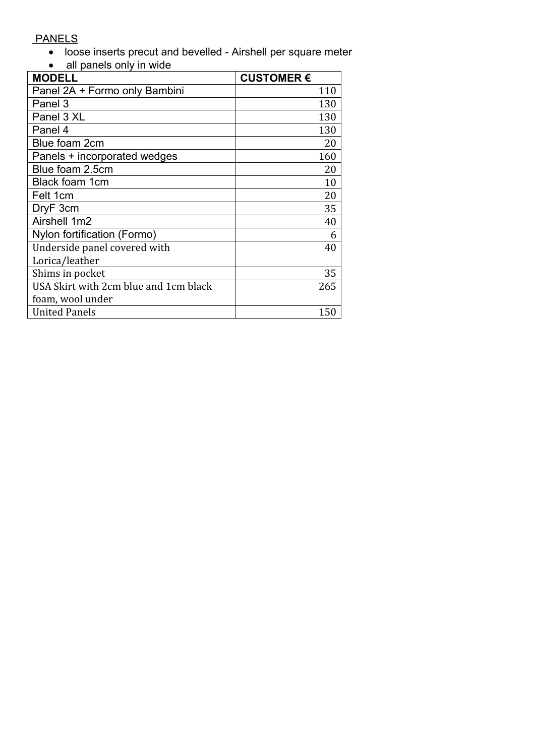PANELS

- loose inserts precut and bevelled - Airshell per square meter
- all panels only in wide

| MODELL | CUSTOMER € |
|---|---|
| Panel 2A + Formo only Bambini | 110 |
| Panel 3 | 130 |
| Panel 3 XL | 130 |
| Panel 4 | 130 |
| Blue foam 2cm | 20 |
| Panels + incorporated wedges | 160 |
| Blue foam 2.5cm | 20 |
| Black foam 1cm | 10 |
| Felt 1cm | 20 |
| DryF 3cm | 35 |
| Airshell 1m2 | 40 |
| Nylon fortification (Formo) | 6 |
| Underside panel covered with Lorica/leather | 40 |
| Shims in pocket | 35 |
| USA Skirt with 2cm blue and 1cm black foam, wool under | 265 |
| United Panels | 150 |